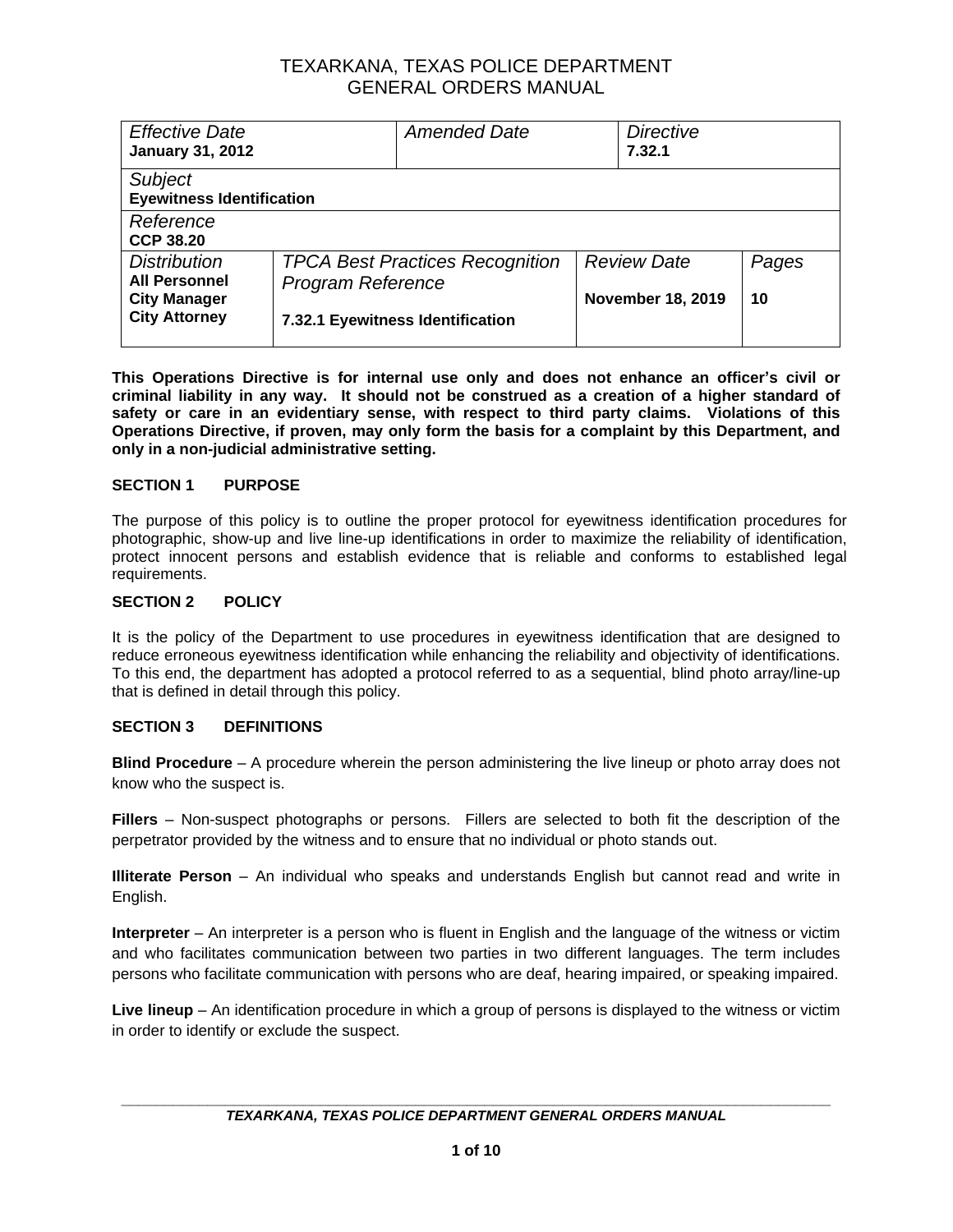# TEXARKANA, TEXAS POLICE DEPARTMENT
# GENERAL ORDERS MANUAL

| *Effective Date*<br>**January 31, 2012** | | *Amended Date* | | *Directive*<br>**7.32.1** | |
|---|---|---|---|---|---|
| *Subject*<br>**Eyewitness Identification** | | | | | |
| *Reference*<br>**CCP 38.20** | | | | | |
| *Distribution*<br>**All Personnel**<br>**City Manager**<br>**City Attorney** | *TPCA Best Practices Recognition Program Reference*<br>**7.32.1 Eyewitness Identification** | | *Review Date*<br>**November 18, 2019** | | *Pages*<br>**10** |

**This Operations Directive is for internal use only and does not enhance an officer's civil or criminal liability in any way. It should not be construed as a creation of a higher standard of safety or care in an evidentiary sense, with respect to third party claims. Violations of this Operations Directive, if proven, may only form the basis for a complaint by this Department, and only in a non-judicial administrative setting.**

## SECTION 1 PURPOSE

The purpose of this policy is to outline the proper protocol for eyewitness identification procedures for photographic, show-up and live line-up identifications in order to maximize the reliability of identification, protect innocent persons and establish evidence that is reliable and conforms to established legal requirements.

## SECTION 2 POLICY

It is the policy of the Department to use procedures in eyewitness identification that are designed to reduce erroneous eyewitness identification while enhancing the reliability and objectivity of identifications. To this end, the department has adopted a protocol referred to as a sequential, blind photo array/line-up that is defined in detail through this policy.

## SECTION 3 DEFINITIONS

**Blind Procedure** – A procedure wherein the person administering the live lineup or photo array does not know who the suspect is.

**Fillers** – Non-suspect photographs or persons. Fillers are selected to both fit the description of the perpetrator provided by the witness and to ensure that no individual or photo stands out.

**Illiterate Person** – An individual who speaks and understands English but cannot read and write in English.

**Interpreter** – An interpreter is a person who is fluent in English and the language of the witness or victim and who facilitates communication between two parties in two different languages. The term includes persons who facilitate communication with persons who are deaf, hearing impaired, or speaking impaired.

**Live lineup** – An identification procedure in which a group of persons is displayed to the witness or victim in order to identify or exclude the suspect.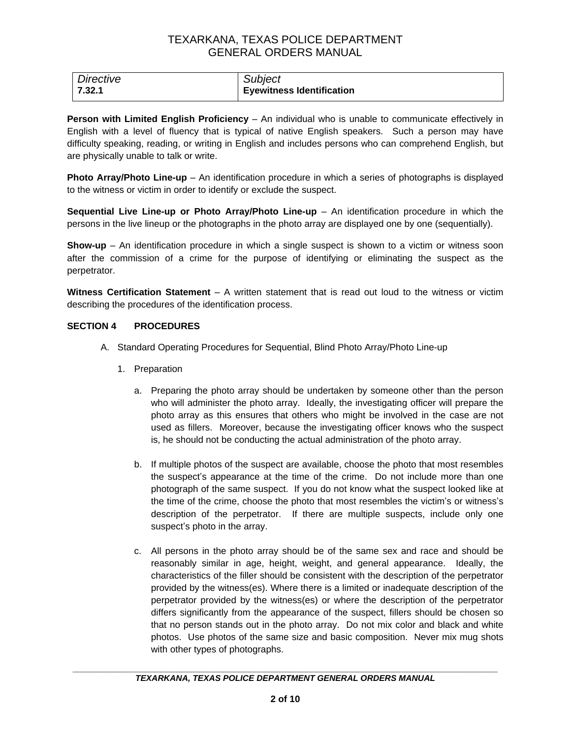| Directive | Subject |
| --- | --- |
| **7.32.1** | **Eyewitness Identification** |

**Person with Limited English Proficiency** – An individual who is unable to communicate effectively in English with a level of fluency that is typical of native English speakers. Such a person may have difficulty speaking, reading, or writing in English and includes persons who can comprehend English, but are physically unable to talk or write.

**Photo Array/Photo Line-up** – An identification procedure in which a series of photographs is displayed to the witness or victim in order to identify or exclude the suspect.

**Sequential Live Line-up or Photo Array/Photo Line-up** – An identification procedure in which the persons in the live lineup or the photographs in the photo array are displayed one by one (sequentially).

**Show-up** – An identification procedure in which a single suspect is shown to a victim or witness soon after the commission of a crime for the purpose of identifying or eliminating the suspect as the perpetrator.

**Witness Certification Statement** – A written statement that is read out loud to the witness or victim describing the procedures of the identification process.

## SECTION 4 PROCEDURES

A. Standard Operating Procedures for Sequential, Blind Photo Array/Photo Line-up

1. Preparation

   a. Preparing the photo array should be undertaken by someone other than the person who will administer the photo array. Ideally, the investigating officer will prepare the photo array as this ensures that others who might be involved in the case are not used as fillers. Moreover, because the investigating officer knows who the suspect is, he should not be conducting the actual administration of the photo array.

   b. If multiple photos of the suspect are available, choose the photo that most resembles the suspect's appearance at the time of the crime. Do not include more than one photograph of the same suspect. If you do not know what the suspect looked like at the time of the crime, choose the photo that most resembles the victim's or witness's description of the perpetrator. If there are multiple suspects, include only one suspect's photo in the array.

   c. All persons in the photo array should be of the same sex and race and should be reasonably similar in age, height, weight, and general appearance. Ideally, the characteristics of the filler should be consistent with the description of the perpetrator provided by the witness(es). Where there is a limited or inadequate description of the perpetrator provided by the witness(es) or where the description of the perpetrator differs significantly from the appearance of the suspect, fillers should be chosen so that no person stands out in the photo array. Do not mix color and black and white photos. Use photos of the same size and basic composition. Never mix mug shots with other types of photographs.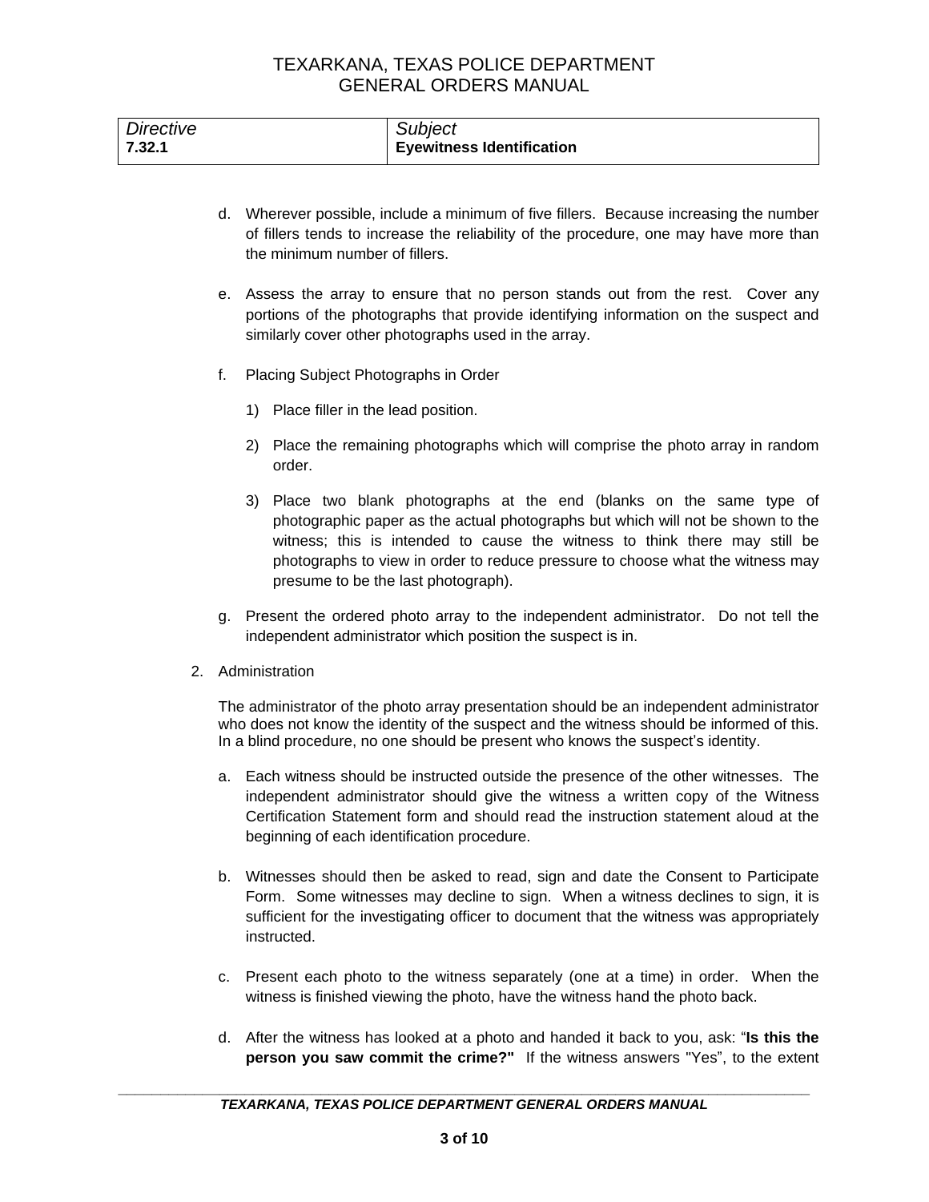| Directive | Subject |
|---|---|
| **7.32.1** | **Eyewitness Identification** |

d. Wherever possible, include a minimum of five fillers. Because increasing the number of fillers tends to increase the reliability of the procedure, one may have more than the minimum number of fillers.

e. Assess the array to ensure that no person stands out from the rest. Cover any portions of the photographs that provide identifying information on the suspect and similarly cover other photographs used in the array.

f. Placing Subject Photographs in Order

   1) Place filler in the lead position.

   2) Place the remaining photographs which will comprise the photo array in random order.

   3) Place two blank photographs at the end (blanks on the same type of photographic paper as the actual photographs but which will not be shown to the witness; this is intended to cause the witness to think there may still be photographs to view in order to reduce pressure to choose what the witness may presume to be the last photograph).

g. Present the ordered photo array to the independent administrator. Do not tell the independent administrator which position the suspect is in.

2. Administration

   The administrator of the photo array presentation should be an independent administrator who does not know the identity of the suspect and the witness should be informed of this. In a blind procedure, no one should be present who knows the suspect's identity.

   a. Each witness should be instructed outside the presence of the other witnesses. The independent administrator should give the witness a written copy of the Witness Certification Statement form and should read the instruction statement aloud at the beginning of each identification procedure.

   b. Witnesses should then be asked to read, sign and date the Consent to Participate Form. Some witnesses may decline to sign. When a witness declines to sign, it is sufficient for the investigating officer to document that the witness was appropriately instructed.

   c. Present each photo to the witness separately (one at a time) in order. When the witness is finished viewing the photo, have the witness hand the photo back.

   d. After the witness has looked at a photo and handed it back to you, ask: "**Is this the person you saw commit the crime?"** If the witness answers "Yes", to the extent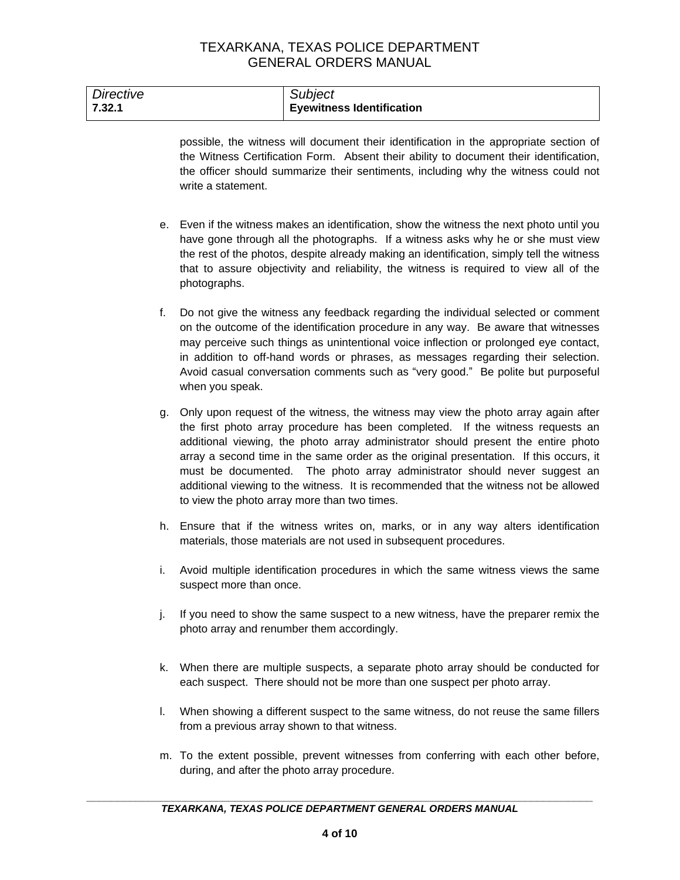| *Directive* | *Subject* |
| --- | --- |
| **7.32.1** | **Eyewitness Identification** |

possible, the witness will document their identification in the appropriate section of the Witness Certification Form. Absent their ability to document their identification, the officer should summarize their sentiments, including why the witness could not write a statement.

e. Even if the witness makes an identification, show the witness the next photo until you have gone through all the photographs. If a witness asks why he or she must view the rest of the photos, despite already making an identification, simply tell the witness that to assure objectivity and reliability, the witness is required to view all of the photographs.

f. Do not give the witness any feedback regarding the individual selected or comment on the outcome of the identification procedure in any way. Be aware that witnesses may perceive such things as unintentional voice inflection or prolonged eye contact, in addition to off-hand words or phrases, as messages regarding their selection. Avoid casual conversation comments such as "very good." Be polite but purposeful when you speak.

g. Only upon request of the witness, the witness may view the photo array again after the first photo array procedure has been completed. If the witness requests an additional viewing, the photo array administrator should present the entire photo array a second time in the same order as the original presentation. If this occurs, it must be documented. The photo array administrator should never suggest an additional viewing to the witness. It is recommended that the witness not be allowed to view the photo array more than two times.

h. Ensure that if the witness writes on, marks, or in any way alters identification materials, those materials are not used in subsequent procedures.

i. Avoid multiple identification procedures in which the same witness views the same suspect more than once.

j. If you need to show the same suspect to a new witness, have the preparer remix the photo array and renumber them accordingly.

k. When there are multiple suspects, a separate photo array should be conducted for each suspect. There should not be more than one suspect per photo array.

l. When showing a different suspect to the same witness, do not reuse the same fillers from a previous array shown to that witness.

m. To the extent possible, prevent witnesses from conferring with each other before, during, and after the photo array procedure.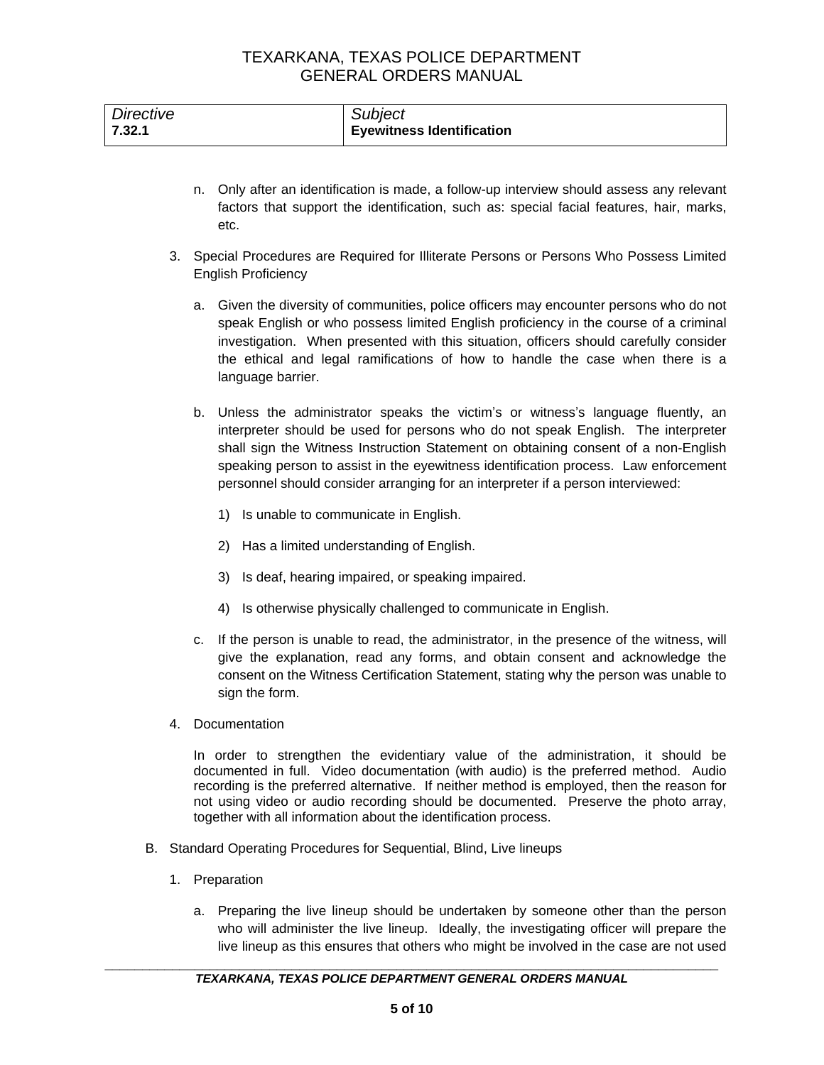| *Directive* | *Subject* |
|---|---|
| **7.32.1** | **Eyewitness Identification** |

n. Only after an identification is made, a follow-up interview should assess any relevant factors that support the identification, such as: special facial features, hair, marks, etc.

3. Special Procedures are Required for Illiterate Persons or Persons Who Possess Limited English Proficiency

   a. Given the diversity of communities, police officers may encounter persons who do not speak English or who possess limited English proficiency in the course of a criminal investigation. When presented with this situation, officers should carefully consider the ethical and legal ramifications of how to handle the case when there is a language barrier.

   b. Unless the administrator speaks the victim's or witness's language fluently, an interpreter should be used for persons who do not speak English. The interpreter shall sign the Witness Instruction Statement on obtaining consent of a non-English speaking person to assist in the eyewitness identification process. Law enforcement personnel should consider arranging for an interpreter if a person interviewed:

      1) Is unable to communicate in English.

      2) Has a limited understanding of English.

      3) Is deaf, hearing impaired, or speaking impaired.

      4) Is otherwise physically challenged to communicate in English.

   c. If the person is unable to read, the administrator, in the presence of the witness, will give the explanation, read any forms, and obtain consent and acknowledge the consent on the Witness Certification Statement, stating why the person was unable to sign the form.

4. Documentation

   In order to strengthen the evidentiary value of the administration, it should be documented in full. Video documentation (with audio) is the preferred method. Audio recording is the preferred alternative. If neither method is employed, then the reason for not using video or audio recording should be documented. Preserve the photo array, together with all information about the identification process.

B. Standard Operating Procedures for Sequential, Blind, Live lineups

1. Preparation

   a. Preparing the live lineup should be undertaken by someone other than the person who will administer the live lineup. Ideally, the investigating officer will prepare the live lineup as this ensures that others who might be involved in the case are not used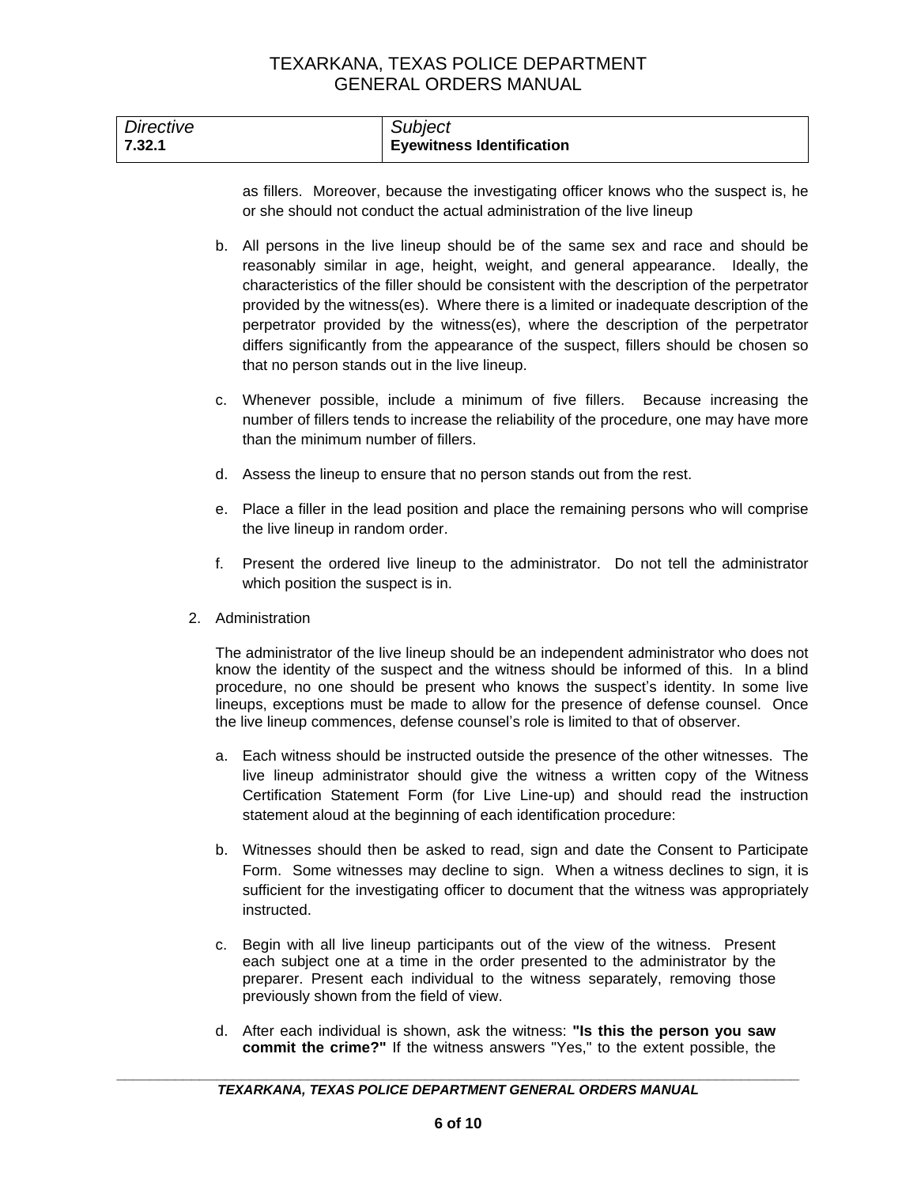| *Directive* | *Subject* |
|---|---|
| **7.32.1** | **Eyewitness Identification** |

as fillers. Moreover, because the investigating officer knows who the suspect is, he or she should not conduct the actual administration of the live lineup

b. All persons in the live lineup should be of the same sex and race and should be reasonably similar in age, height, weight, and general appearance. Ideally, the characteristics of the filler should be consistent with the description of the perpetrator provided by the witness(es). Where there is a limited or inadequate description of the perpetrator provided by the witness(es), where the description of the perpetrator differs significantly from the appearance of the suspect, fillers should be chosen so that no person stands out in the live lineup.

c. Whenever possible, include a minimum of five fillers. Because increasing the number of fillers tends to increase the reliability of the procedure, one may have more than the minimum number of fillers.

d. Assess the lineup to ensure that no person stands out from the rest.

e. Place a filler in the lead position and place the remaining persons who will comprise the live lineup in random order.

f. Present the ordered live lineup to the administrator. Do not tell the administrator which position the suspect is in.

2. Administration

The administrator of the live lineup should be an independent administrator who does not know the identity of the suspect and the witness should be informed of this. In a blind procedure, no one should be present who knows the suspect's identity. In some live lineups, exceptions must be made to allow for the presence of defense counsel. Once the live lineup commences, defense counsel's role is limited to that of observer.

a. Each witness should be instructed outside the presence of the other witnesses. The live lineup administrator should give the witness a written copy of the Witness Certification Statement Form (for Live Line-up) and should read the instruction statement aloud at the beginning of each identification procedure:

b. Witnesses should then be asked to read, sign and date the Consent to Participate Form. Some witnesses may decline to sign. When a witness declines to sign, it is sufficient for the investigating officer to document that the witness was appropriately instructed.

c. Begin with all live lineup participants out of the view of the witness. Present each subject one at a time in the order presented to the administrator by the preparer. Present each individual to the witness separately, removing those previously shown from the field of view.

d. After each individual is shown, ask the witness: **"Is this the person you saw commit the crime?"** If the witness answers "Yes," to the extent possible, the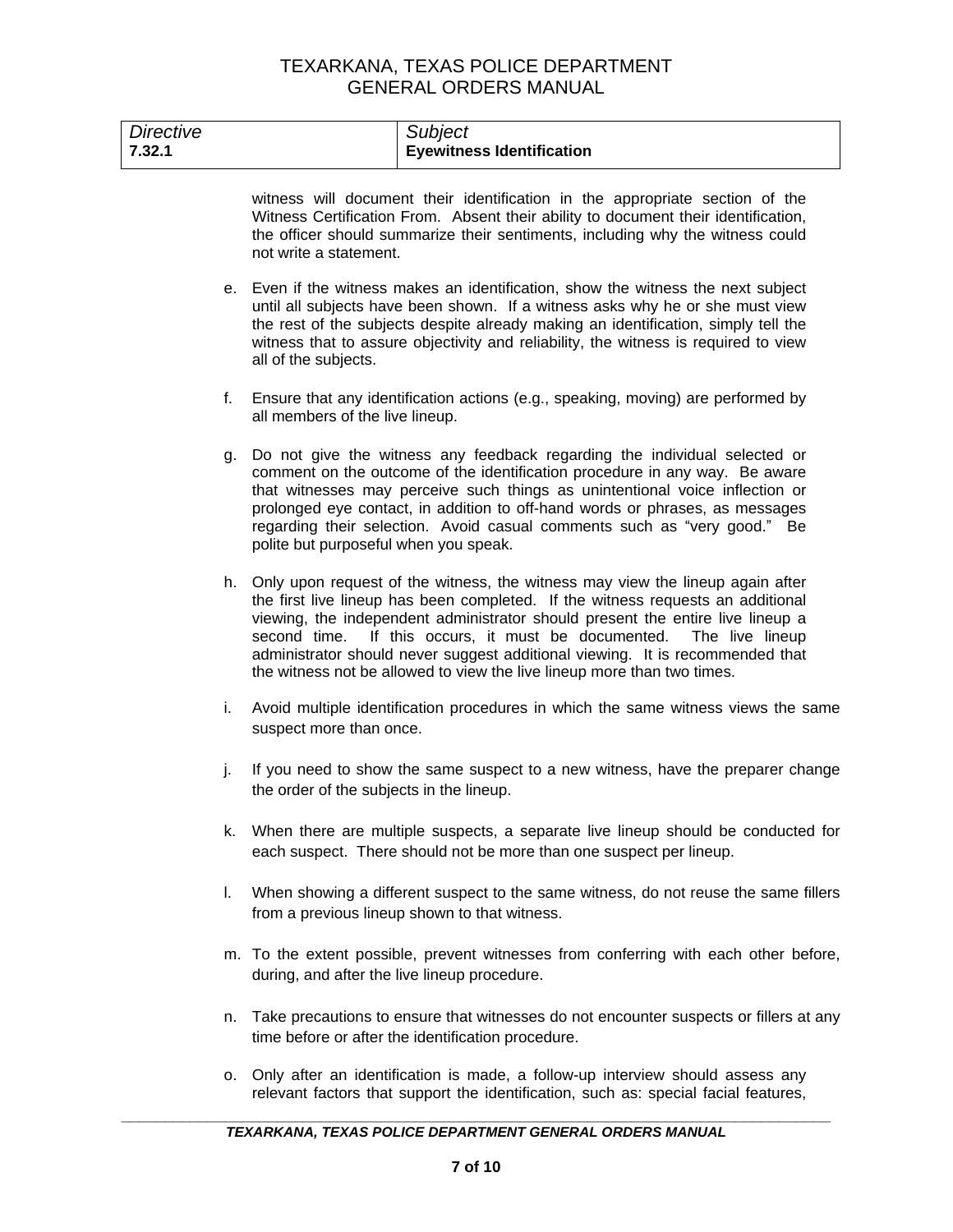| *Directive* | *Subject* |
| --- | --- |
| **7.32.1** | **Eyewitness Identification** |

witness will document their identification in the appropriate section of the Witness Certification From. Absent their ability to document their identification, the officer should summarize their sentiments, including why the witness could not write a statement.

e. Even if the witness makes an identification, show the witness the next subject until all subjects have been shown. If a witness asks why he or she must view the rest of the subjects despite already making an identification, simply tell the witness that to assure objectivity and reliability, the witness is required to view all of the subjects.

f. Ensure that any identification actions (e.g., speaking, moving) are performed by all members of the live lineup.

g. Do not give the witness any feedback regarding the individual selected or comment on the outcome of the identification procedure in any way. Be aware that witnesses may perceive such things as unintentional voice inflection or prolonged eye contact, in addition to off-hand words or phrases, as messages regarding their selection. Avoid casual comments such as "very good." Be polite but purposeful when you speak.

h. Only upon request of the witness, the witness may view the lineup again after the first live lineup has been completed. If the witness requests an additional viewing, the independent administrator should present the entire live lineup a second time. If this occurs, it must be documented. The live lineup administrator should never suggest additional viewing. It is recommended that the witness not be allowed to view the live lineup more than two times.

i. Avoid multiple identification procedures in which the same witness views the same suspect more than once.

j. If you need to show the same suspect to a new witness, have the preparer change the order of the subjects in the lineup.

k. When there are multiple suspects, a separate live lineup should be conducted for each suspect. There should not be more than one suspect per lineup.

l. When showing a different suspect to the same witness, do not reuse the same fillers from a previous lineup shown to that witness.

m. To the extent possible, prevent witnesses from conferring with each other before, during, and after the live lineup procedure.

n. Take precautions to ensure that witnesses do not encounter suspects or fillers at any time before or after the identification procedure.

o. Only after an identification is made, a follow-up interview should assess any relevant factors that support the identification, such as: special facial features,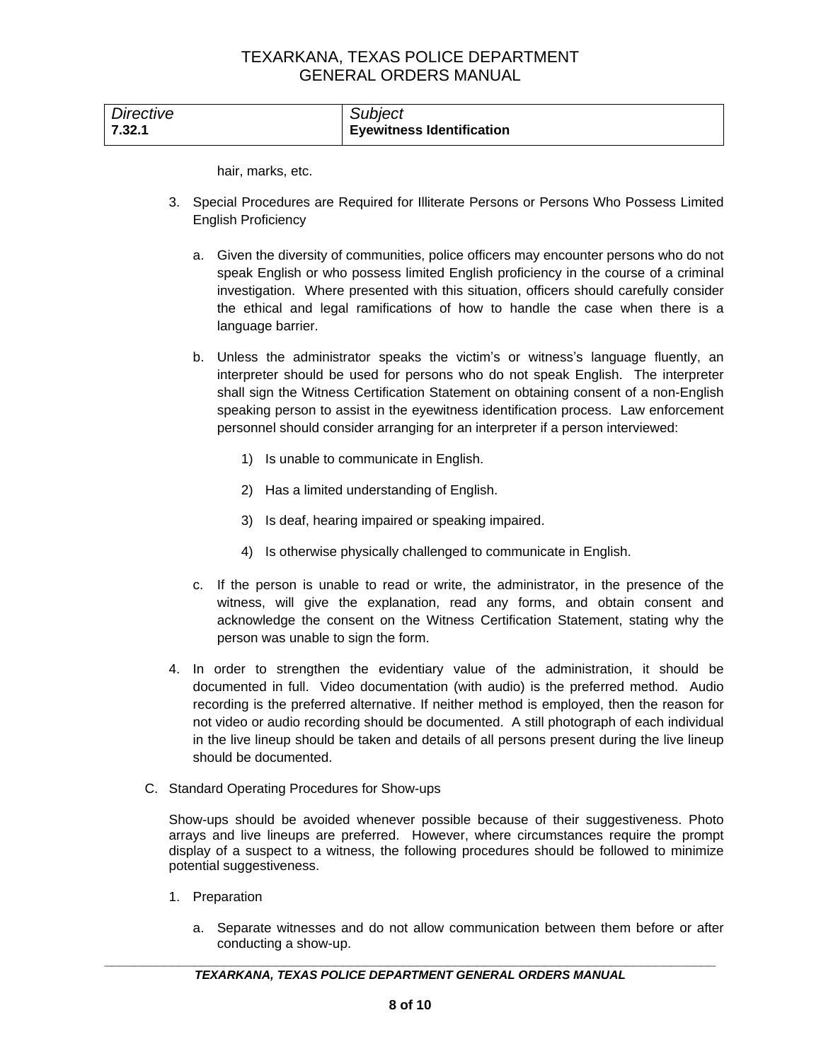| *Directive* | *Subject* |
| --- | --- |
| **7.32.1** | **Eyewitness Identification** |

hair, marks, etc.

3. Special Procedures are Required for Illiterate Persons or Persons Who Possess Limited English Proficiency

   a. Given the diversity of communities, police officers may encounter persons who do not speak English or who possess limited English proficiency in the course of a criminal investigation. Where presented with this situation, officers should carefully consider the ethical and legal ramifications of how to handle the case when there is a language barrier.

   b. Unless the administrator speaks the victim's or witness's language fluently, an interpreter should be used for persons who do not speak English. The interpreter shall sign the Witness Certification Statement on obtaining consent of a non-English speaking person to assist in the eyewitness identification process. Law enforcement personnel should consider arranging for an interpreter if a person interviewed:

      1) Is unable to communicate in English.

      2) Has a limited understanding of English.

      3) Is deaf, hearing impaired or speaking impaired.

      4) Is otherwise physically challenged to communicate in English.

   c. If the person is unable to read or write, the administrator, in the presence of the witness, will give the explanation, read any forms, and obtain consent and acknowledge the consent on the Witness Certification Statement, stating why the person was unable to sign the form.

4. In order to strengthen the evidentiary value of the administration, it should be documented in full. Video documentation (with audio) is the preferred method. Audio recording is the preferred alternative. If neither method is employed, then the reason for not video or audio recording should be documented. A still photograph of each individual in the live lineup should be taken and details of all persons present during the live lineup should be documented.

C. Standard Operating Procedures for Show-ups

Show-ups should be avoided whenever possible because of their suggestiveness. Photo arrays and live lineups are preferred. However, where circumstances require the prompt display of a suspect to a witness, the following procedures should be followed to minimize potential suggestiveness.

1. Preparation

   a. Separate witnesses and do not allow communication between them before or after conducting a show-up.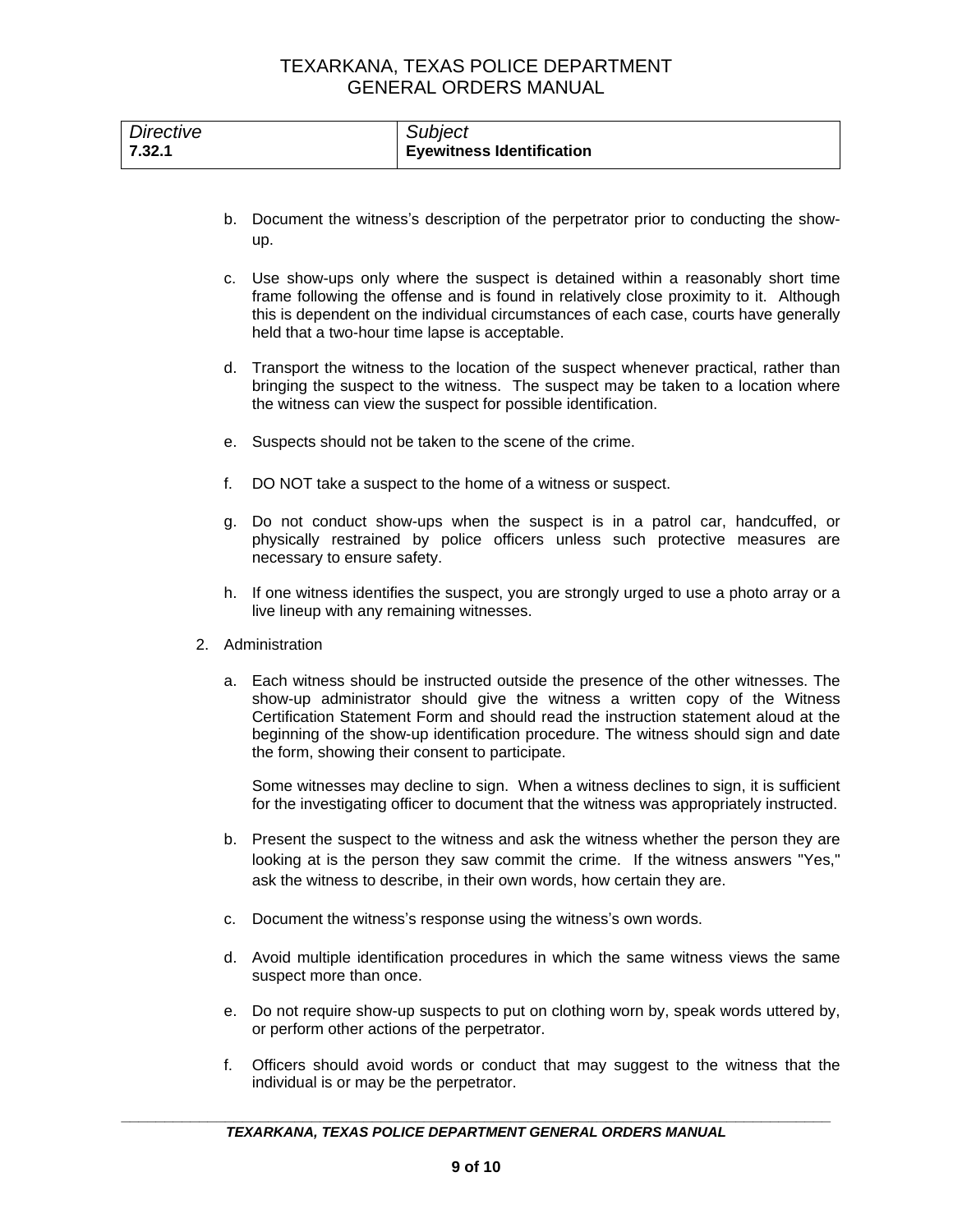| *Directive* | *Subject* |
|---|---|
| **7.32.1** | **Eyewitness Identification** |

b. Document the witness's description of the perpetrator prior to conducting the show-up.

c. Use show-ups only where the suspect is detained within a reasonably short time frame following the offense and is found in relatively close proximity to it. Although this is dependent on the individual circumstances of each case, courts have generally held that a two-hour time lapse is acceptable.

d. Transport the witness to the location of the suspect whenever practical, rather than bringing the suspect to the witness. The suspect may be taken to a location where the witness can view the suspect for possible identification.

e. Suspects should not be taken to the scene of the crime.

f. DO NOT take a suspect to the home of a witness or suspect.

g. Do not conduct show-ups when the suspect is in a patrol car, handcuffed, or physically restrained by police officers unless such protective measures are necessary to ensure safety.

h. If one witness identifies the suspect, you are strongly urged to use a photo array or a live lineup with any remaining witnesses.

2. Administration

   a. Each witness should be instructed outside the presence of the other witnesses. The show-up administrator should give the witness a written copy of the Witness Certification Statement Form and should read the instruction statement aloud at the beginning of the show-up identification procedure. The witness should sign and date the form, showing their consent to participate.

      Some witnesses may decline to sign. When a witness declines to sign, it is sufficient for the investigating officer to document that the witness was appropriately instructed.

   b. Present the suspect to the witness and ask the witness whether the person they are looking at is the person they saw commit the crime. If the witness answers "Yes," ask the witness to describe, in their own words, how certain they are.

   c. Document the witness's response using the witness's own words.

   d. Avoid multiple identification procedures in which the same witness views the same suspect more than once.

   e. Do not require show-up suspects to put on clothing worn by, speak words uttered by, or perform other actions of the perpetrator.

   f. Officers should avoid words or conduct that may suggest to the witness that the individual is or may be the perpetrator.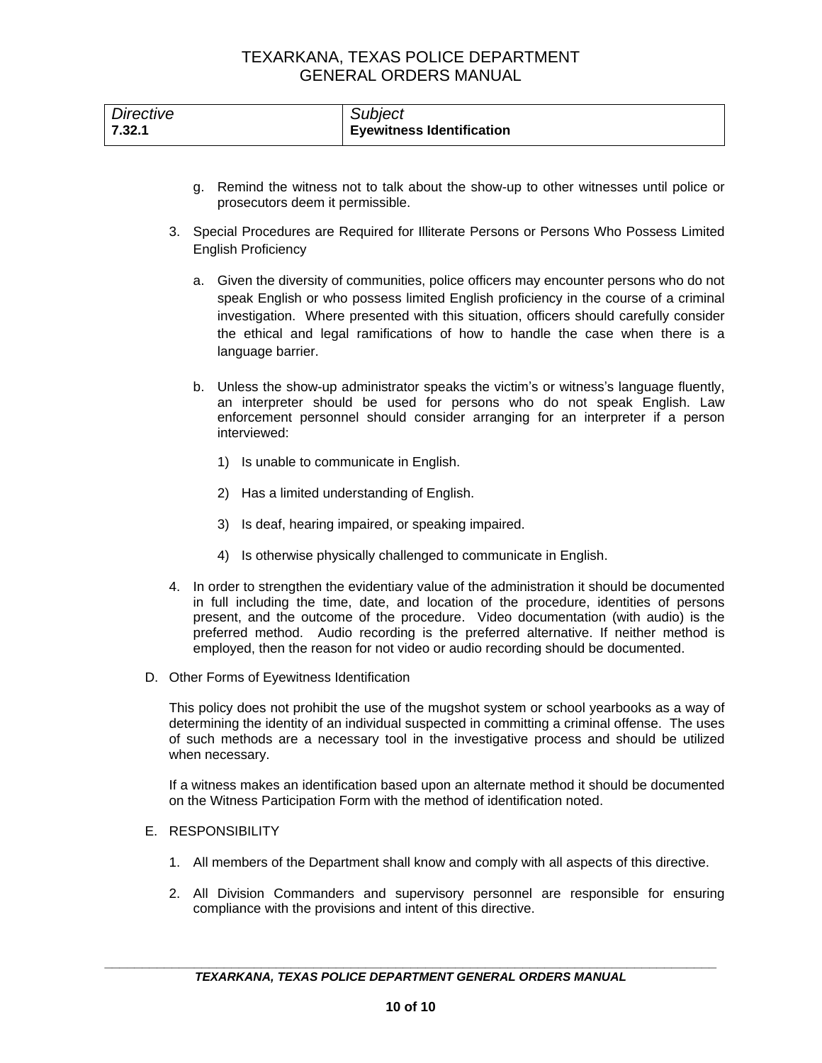g. Remind the witness not to talk about the show-up to other witnesses until police or prosecutors deem it permissible.

3. Special Procedures are Required for Illiterate Persons or Persons Who Possess Limited English Proficiency

   a. Given the diversity of communities, police officers may encounter persons who do not speak English or who possess limited English proficiency in the course of a criminal investigation. Where presented with this situation, officers should carefully consider the ethical and legal ramifications of how to handle the case when there is a language barrier.

   b. Unless the show-up administrator speaks the victim's or witness's language fluently, an interpreter should be used for persons who do not speak English. Law enforcement personnel should consider arranging for an interpreter if a person interviewed:

      1) Is unable to communicate in English.

      2) Has a limited understanding of English.

      3) Is deaf, hearing impaired, or speaking impaired.

      4) Is otherwise physically challenged to communicate in English.

4. In order to strengthen the evidentiary value of the administration it should be documented in full including the time, date, and location of the procedure, identities of persons present, and the outcome of the procedure. Video documentation (with audio) is the preferred method. Audio recording is the preferred alternative. If neither method is employed, then the reason for not video or audio recording should be documented.

D. Other Forms of Eyewitness Identification

This policy does not prohibit the use of the mugshot system or school yearbooks as a way of determining the identity of an individual suspected in committing a criminal offense. The uses of such methods are a necessary tool in the investigative process and should be utilized when necessary.

If a witness makes an identification based upon an alternate method it should be documented on the Witness Participation Form with the method of identification noted.

E. RESPONSIBILITY

1. All members of the Department shall know and comply with all aspects of this directive.

2. All Division Commanders and supervisory personnel are responsible for ensuring compliance with the provisions and intent of this directive.